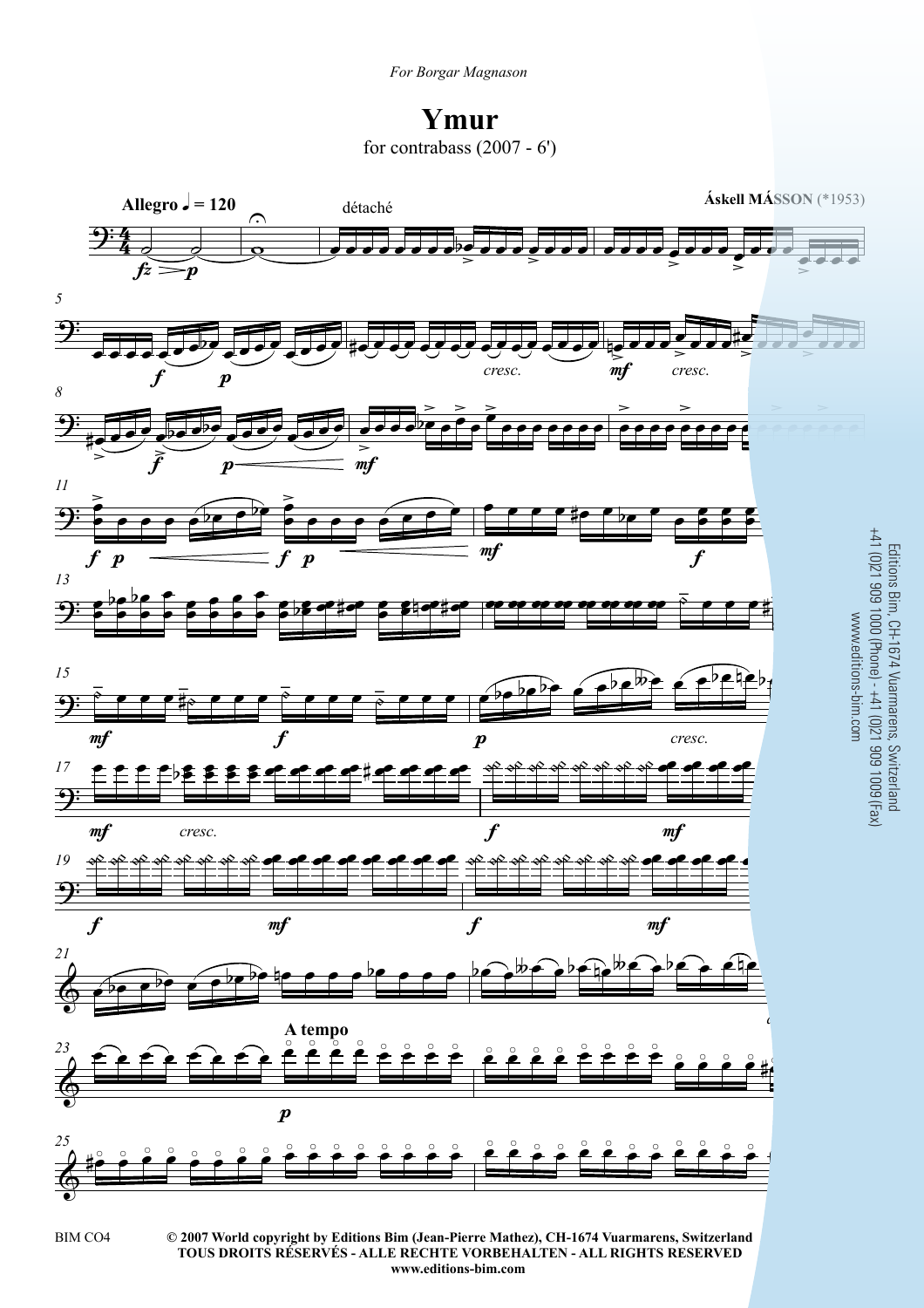*For Borgar Magnason*

# Ymur

for contrabass (2007 - 6')

**Áskell MÁSSON** (*1953)

**Allegro** ♩ = 120

© 2007 World copyright by Editions Bim (Jean-Pierre Mathez), CH-1674 Vuarmarens, Switzerland
TOUS DROITS RÉSERVÉS - ALLE RECHTE VORBEHALTEN - ALL RIGHTS RESERVED
www.editions-bim.com